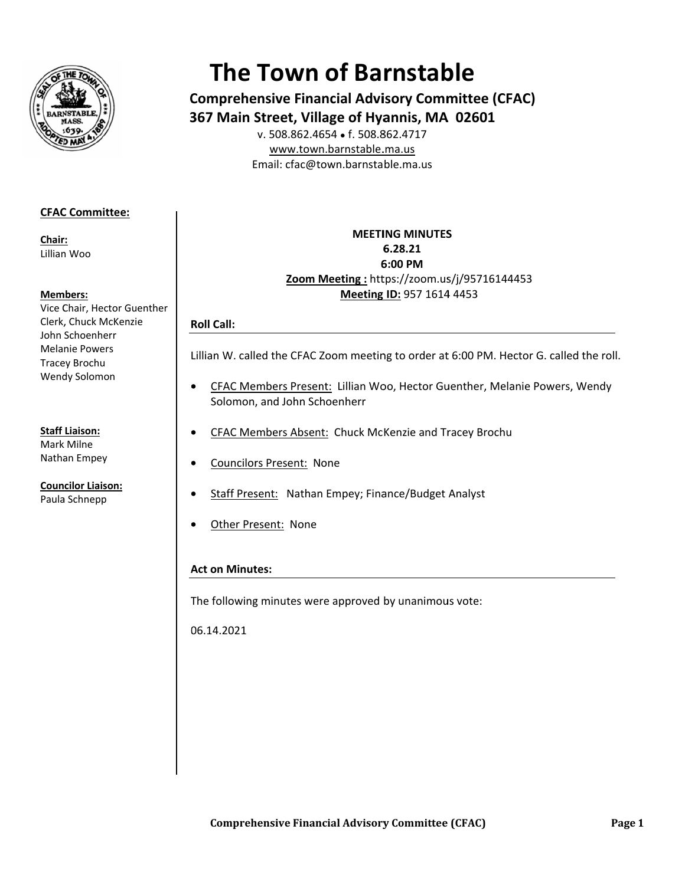# The Town of Barnstable

**Comprehensive Financial Advisory Committee (CFAC)**
**367 Main Street, Village of Hyannis, MA 02601**

v. 508.862.4654 • f. 508.862.4717
www.town.barnstable.ma.us
Email: cfac@town.barnstable.ma.us

**CFAC Committee:**

**Chair:**
Lillian Woo

**Members:**
Vice Chair, Hector Guenther
Clerk, Chuck McKenzie
John Schoenherr
Melanie Powers
Tracey Brochu
Wendy Solomon

**Staff Liaison:**
Mark Milne
Nathan Empey

**Councilor Liaison:**
Paula Schnepp

**MEETING MINUTES**
**6.28.21**
**6:00 PM**
**Zoom Meeting :** https://zoom.us/j/95716144453
**Meeting ID:** 957 1614 4453

## Roll Call:

Lillian W. called the CFAC Zoom meeting to order at 6:00 PM. Hector G. called the roll.

- CFAC Members Present: Lillian Woo, Hector Guenther, Melanie Powers, Wendy Solomon, and John Schoenherr
- CFAC Members Absent: Chuck McKenzie and Tracey Brochu
- Councilors Present: None
- Staff Present: Nathan Empey; Finance/Budget Analyst
- Other Present: None

## Act on Minutes:

The following minutes were approved by unanimous vote:

06.14.2021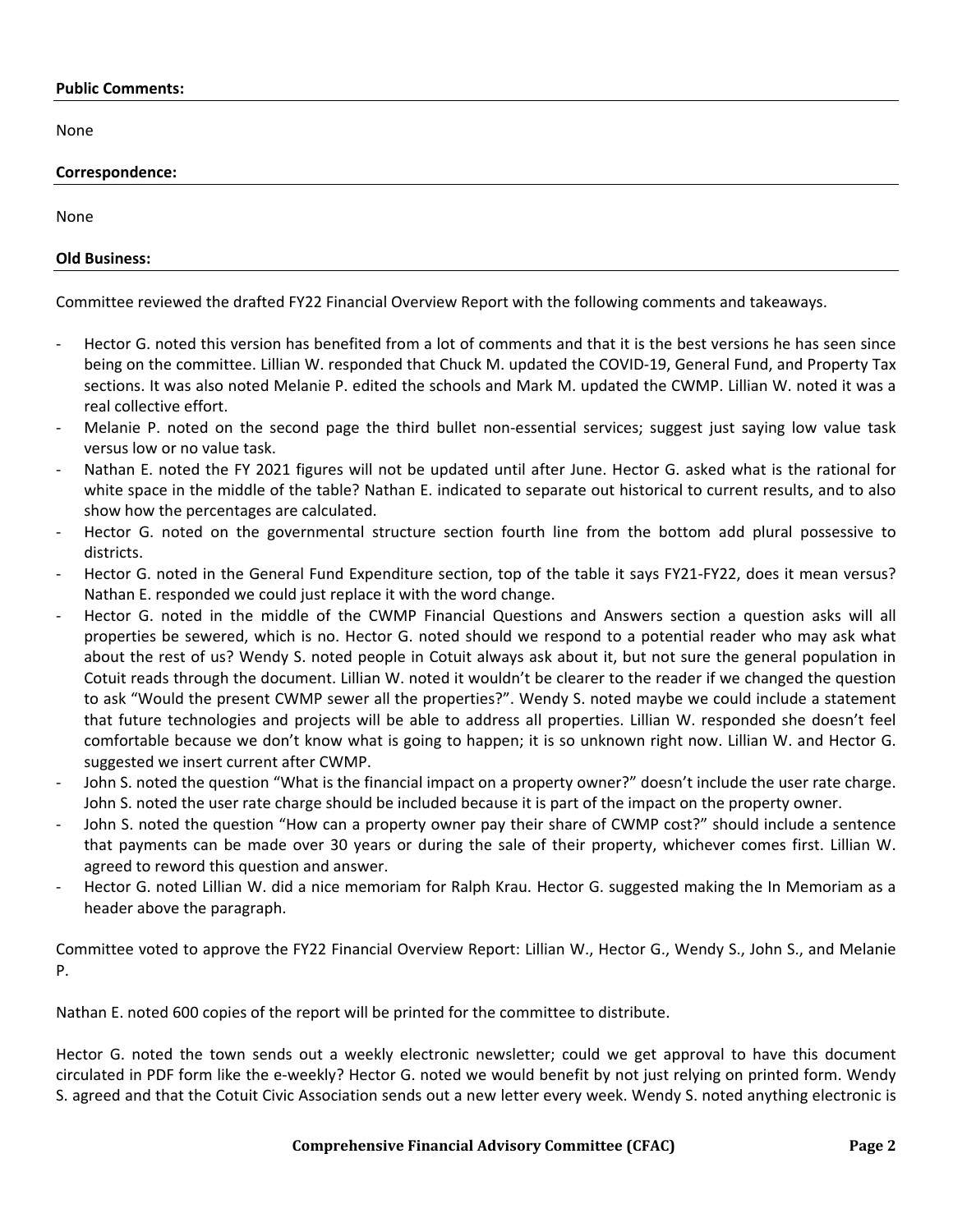**Public Comments:**

None

**Correspondence:**

None

**Old Business:**

Committee reviewed the drafted FY22 Financial Overview Report with the following comments and takeaways.

- Hector G. noted this version has benefited from a lot of comments and that it is the best versions he has seen since being on the committee. Lillian W. responded that Chuck M. updated the COVID-19, General Fund, and Property Tax sections. It was also noted Melanie P. edited the schools and Mark M. updated the CWMP. Lillian W. noted it was a real collective effort.
- Melanie P. noted on the second page the third bullet non-essential services; suggest just saying low value task versus low or no value task.
- Nathan E. noted the FY 2021 figures will not be updated until after June. Hector G. asked what is the rational for white space in the middle of the table? Nathan E. indicated to separate out historical to current results, and to also show how the percentages are calculated.
- Hector G. noted on the governmental structure section fourth line from the bottom add plural possessive to districts.
- Hector G. noted in the General Fund Expenditure section, top of the table it says FY21-FY22, does it mean versus? Nathan E. responded we could just replace it with the word change.
- Hector G. noted in the middle of the CWMP Financial Questions and Answers section a question asks will all properties be sewered, which is no. Hector G. noted should we respond to a potential reader who may ask what about the rest of us? Wendy S. noted people in Cotuit always ask about it, but not sure the general population in Cotuit reads through the document. Lillian W. noted it wouldn't be clearer to the reader if we changed the question to ask "Would the present CWMP sewer all the properties?". Wendy S. noted maybe we could include a statement that future technologies and projects will be able to address all properties. Lillian W. responded she doesn't feel comfortable because we don't know what is going to happen; it is so unknown right now. Lillian W. and Hector G. suggested we insert current after CWMP.
- John S. noted the question "What is the financial impact on a property owner?" doesn't include the user rate charge. John S. noted the user rate charge should be included because it is part of the impact on the property owner.
- John S. noted the question "How can a property owner pay their share of CWMP cost?" should include a sentence that payments can be made over 30 years or during the sale of their property, whichever comes first. Lillian W. agreed to reword this question and answer.
- Hector G. noted Lillian W. did a nice memoriam for Ralph Krau. Hector G. suggested making the In Memoriam as a header above the paragraph.

Committee voted to approve the FY22 Financial Overview Report: Lillian W., Hector G., Wendy S., John S., and Melanie P.

Nathan E. noted 600 copies of the report will be printed for the committee to distribute.

Hector G. noted the town sends out a weekly electronic newsletter; could we get approval to have this document circulated in PDF form like the e-weekly? Hector G. noted we would benefit by not just relying on printed form. Wendy S. agreed and that the Cotuit Civic Association sends out a new letter every week. Wendy S. noted anything electronic is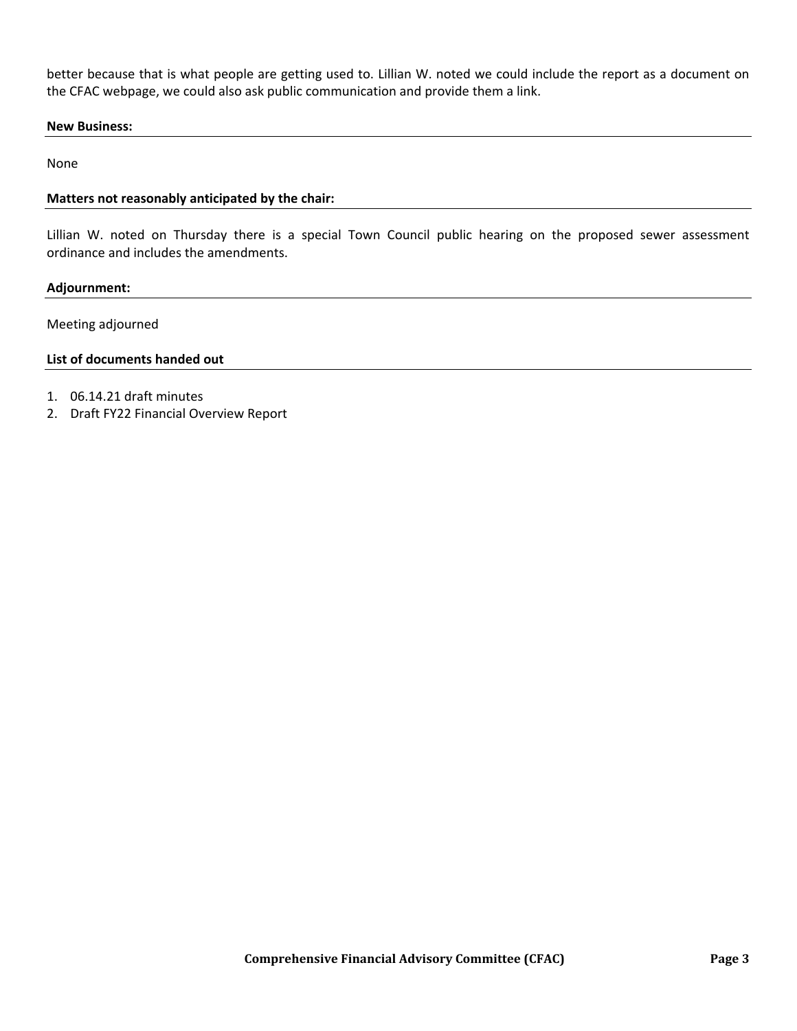better because that is what people are getting used to. Lillian W. noted we could include the report as a document on the CFAC webpage, we could also ask public communication and provide them a link.

**New Business:**

None

**Matters not reasonably anticipated by the chair:**

Lillian W. noted on Thursday there is a special Town Council public hearing on the proposed sewer assessment ordinance and includes the amendments.

**Adjournment:**

Meeting adjourned

**List of documents handed out**

1. 06.14.21 draft minutes
2. Draft FY22 Financial Overview Report